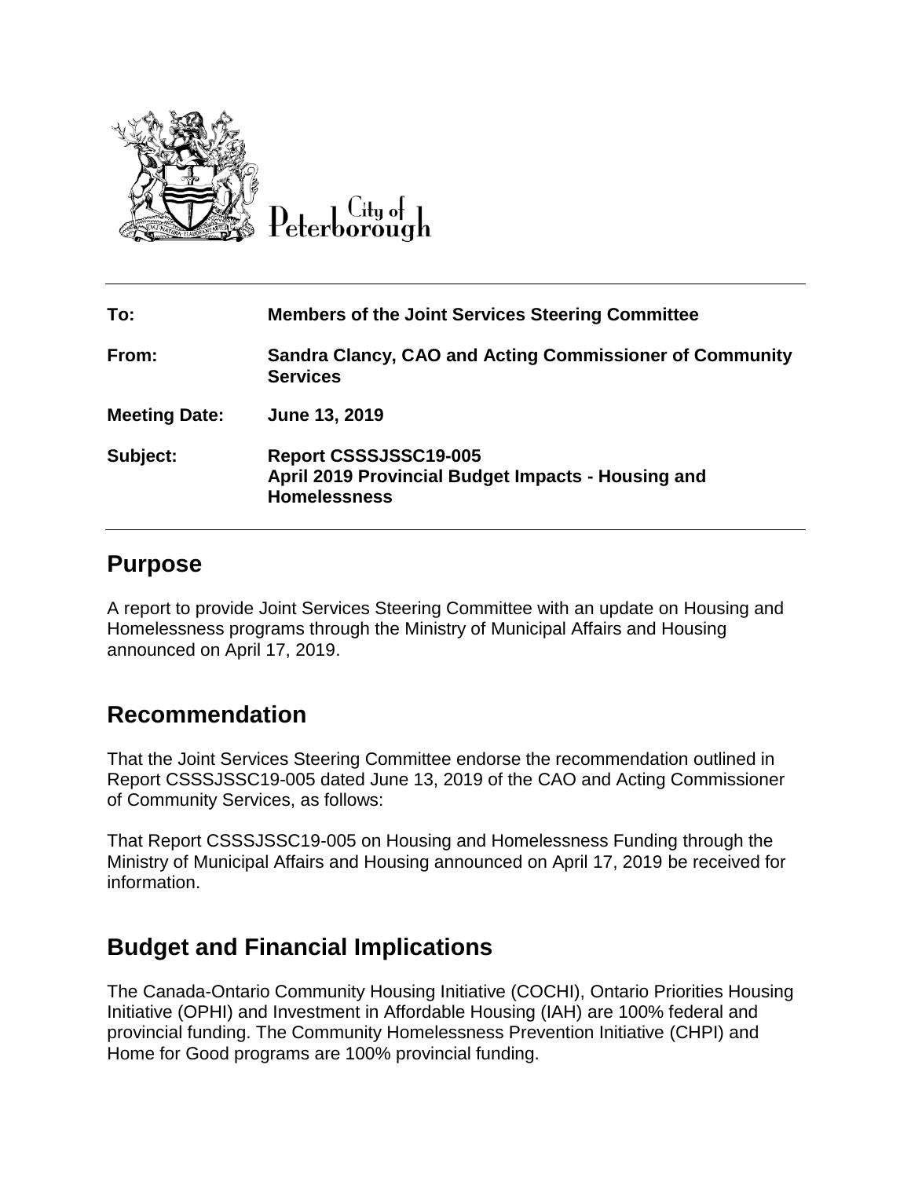City of Peterborough

| | |
|---|---|
| **To:** | **Members of the Joint Services Steering Committee** |
| **From:** | **Sandra Clancy, CAO and Acting Commissioner of Community Services** |
| **Meeting Date:** | **June 13, 2019** |
| **Subject:** | **Report CSSSJSSC19-005**<br>**April 2019 Provincial Budget Impacts - Housing and Homelessness** |

## Purpose

A report to provide Joint Services Steering Committee with an update on Housing and Homelessness programs through the Ministry of Municipal Affairs and Housing announced on April 17, 2019.

## Recommendation

That the Joint Services Steering Committee endorse the recommendation outlined in Report CSSSJSSC19-005 dated June 13, 2019 of the CAO and Acting Commissioner of Community Services, as follows:

That Report CSSSJSSC19-005 on Housing and Homelessness Funding through the Ministry of Municipal Affairs and Housing announced on April 17, 2019 be received for information.

## Budget and Financial Implications

The Canada-Ontario Community Housing Initiative (COCHI), Ontario Priorities Housing Initiative (OPHI) and Investment in Affordable Housing (IAH) are 100% federal and provincial funding. The Community Homelessness Prevention Initiative (CHPI) and Home for Good programs are 100% provincial funding.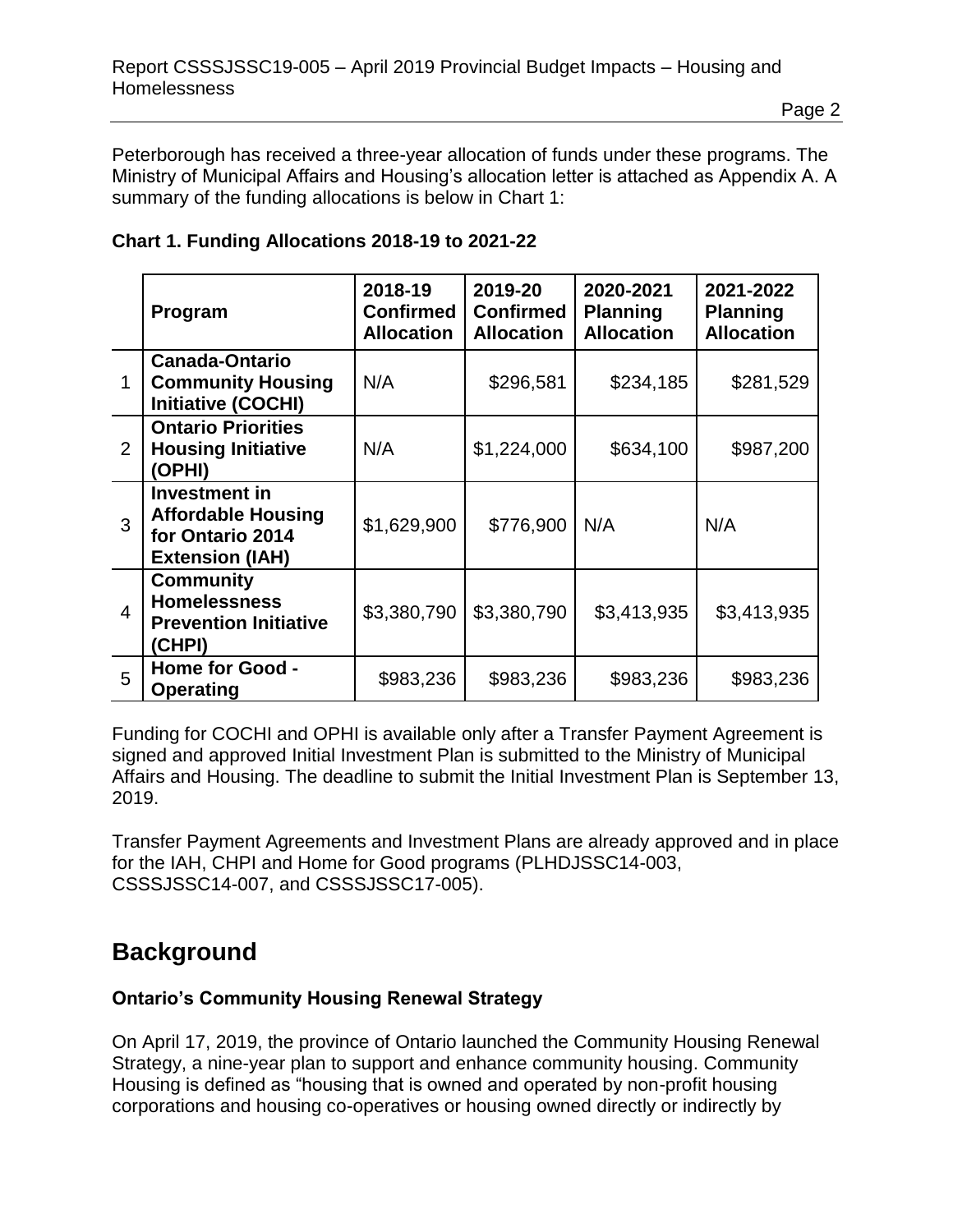Peterborough has received a three-year allocation of funds under these programs. The Ministry of Municipal Affairs and Housing's allocation letter is attached as Appendix A. A summary of the funding allocations is below in Chart 1:

**Chart 1. Funding Allocations 2018-19 to 2021-22**

| | Program | 2018-19 Confirmed Allocation | 2019-20 Confirmed Allocation | 2020-2021 Planning Allocation | 2021-2022 Planning Allocation |
|---|---|---|---|---|---|
| 1 | **Canada-Ontario Community Housing Initiative (COCHI)** | N/A | $296,581 | $234,185 | $281,529 |
| 2 | **Ontario Priorities Housing Initiative (OPHI)** | N/A | $1,224,000 | $634,100 | $987,200 |
| 3 | **Investment in Affordable Housing for Ontario 2014 Extension (IAH)** | $1,629,900 | $776,900 | N/A | N/A |
| 4 | **Community Homelessness Prevention Initiative (CHPI)** | $3,380,790 | $3,380,790 | $3,413,935 | $3,413,935 |
| 5 | **Home for Good - Operating** | $983,236 | $983,236 | $983,236 | $983,236 |

Funding for COCHI and OPHI is available only after a Transfer Payment Agreement is signed and approved Initial Investment Plan is submitted to the Ministry of Municipal Affairs and Housing. The deadline to submit the Initial Investment Plan is September 13, 2019.

Transfer Payment Agreements and Investment Plans are already approved and in place for the IAH, CHPI and Home for Good programs (PLHDJSSC14-003, CSSSJSSC14-007, and CSSSJSSC17-005).

## Background

### Ontario's Community Housing Renewal Strategy

On April 17, 2019, the province of Ontario launched the Community Housing Renewal Strategy, a nine-year plan to support and enhance community housing. Community Housing is defined as "housing that is owned and operated by non-profit housing corporations and housing co-operatives or housing owned directly or indirectly by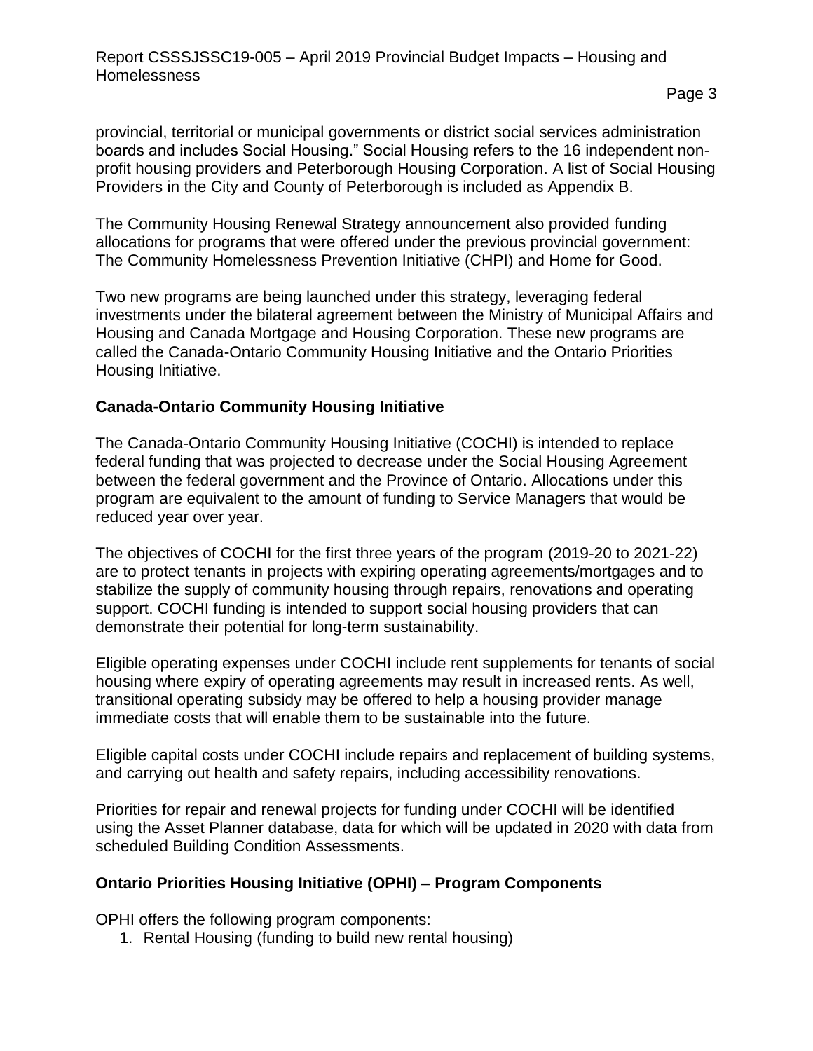provincial, territorial or municipal governments or district social services administration boards and includes Social Housing." Social Housing refers to the 16 independent non-profit housing providers and Peterborough Housing Corporation. A list of Social Housing Providers in the City and County of Peterborough is included as Appendix B.

The Community Housing Renewal Strategy announcement also provided funding allocations for programs that were offered under the previous provincial government: The Community Homelessness Prevention Initiative (CHPI) and Home for Good.

Two new programs are being launched under this strategy, leveraging federal investments under the bilateral agreement between the Ministry of Municipal Affairs and Housing and Canada Mortgage and Housing Corporation. These new programs are called the Canada-Ontario Community Housing Initiative and the Ontario Priorities Housing Initiative.

**Canada-Ontario Community Housing Initiative**

The Canada-Ontario Community Housing Initiative (COCHI) is intended to replace federal funding that was projected to decrease under the Social Housing Agreement between the federal government and the Province of Ontario. Allocations under this program are equivalent to the amount of funding to Service Managers that would be reduced year over year.

The objectives of COCHI for the first three years of the program (2019-20 to 2021-22) are to protect tenants in projects with expiring operating agreements/mortgages and to stabilize the supply of community housing through repairs, renovations and operating support. COCHI funding is intended to support social housing providers that can demonstrate their potential for long-term sustainability.

Eligible operating expenses under COCHI include rent supplements for tenants of social housing where expiry of operating agreements may result in increased rents. As well, transitional operating subsidy may be offered to help a housing provider manage immediate costs that will enable them to be sustainable into the future.

Eligible capital costs under COCHI include repairs and replacement of building systems, and carrying out health and safety repairs, including accessibility renovations.

Priorities for repair and renewal projects for funding under COCHI will be identified using the Asset Planner database, data for which will be updated in 2020 with data from scheduled Building Condition Assessments.

**Ontario Priorities Housing Initiative (OPHI) – Program Components**

OPHI offers the following program components:

1. Rental Housing (funding to build new rental housing)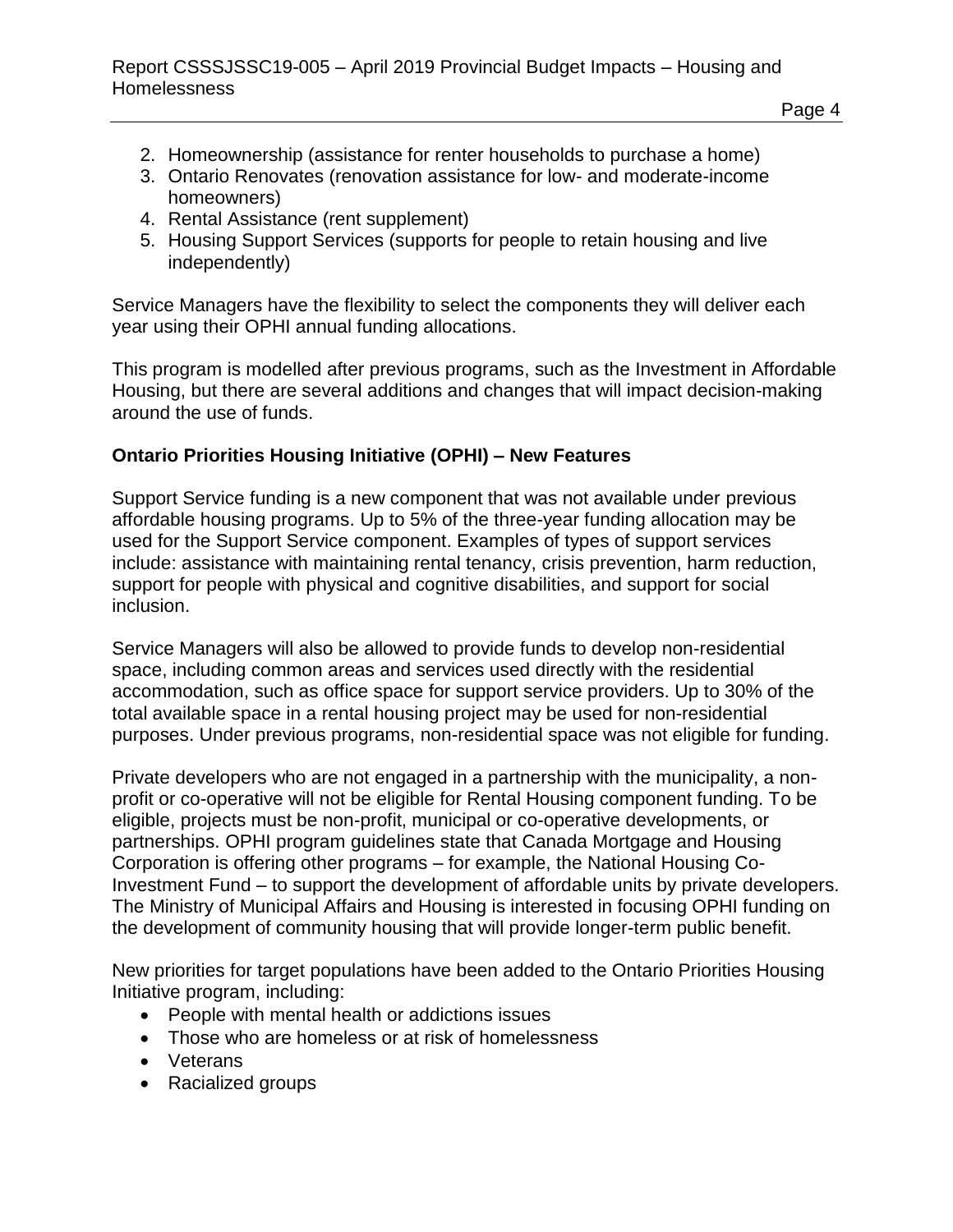2. Homeownership (assistance for renter households to purchase a home)
3. Ontario Renovates (renovation assistance for low- and moderate-income homeowners)
4. Rental Assistance (rent supplement)
5. Housing Support Services (supports for people to retain housing and live independently)

Service Managers have the flexibility to select the components they will deliver each year using their OPHI annual funding allocations.

This program is modelled after previous programs, such as the Investment in Affordable Housing, but there are several additions and changes that will impact decision-making around the use of funds.

**Ontario Priorities Housing Initiative (OPHI) – New Features**

Support Service funding is a new component that was not available under previous affordable housing programs. Up to 5% of the three-year funding allocation may be used for the Support Service component. Examples of types of support services include: assistance with maintaining rental tenancy, crisis prevention, harm reduction, support for people with physical and cognitive disabilities, and support for social inclusion.

Service Managers will also be allowed to provide funds to develop non-residential space, including common areas and services used directly with the residential accommodation, such as office space for support service providers. Up to 30% of the total available space in a rental housing project may be used for non-residential purposes. Under previous programs, non-residential space was not eligible for funding.

Private developers who are not engaged in a partnership with the municipality, a non-profit or co-operative will not be eligible for Rental Housing component funding. To be eligible, projects must be non-profit, municipal or co-operative developments, or partnerships. OPHI program guidelines state that Canada Mortgage and Housing Corporation is offering other programs – for example, the National Housing Co-Investment Fund – to support the development of affordable units by private developers. The Ministry of Municipal Affairs and Housing is interested in focusing OPHI funding on the development of community housing that will provide longer-term public benefit.

New priorities for target populations have been added to the Ontario Priorities Housing Initiative program, including:

- People with mental health or addictions issues
- Those who are homeless or at risk of homelessness
- Veterans
- Racialized groups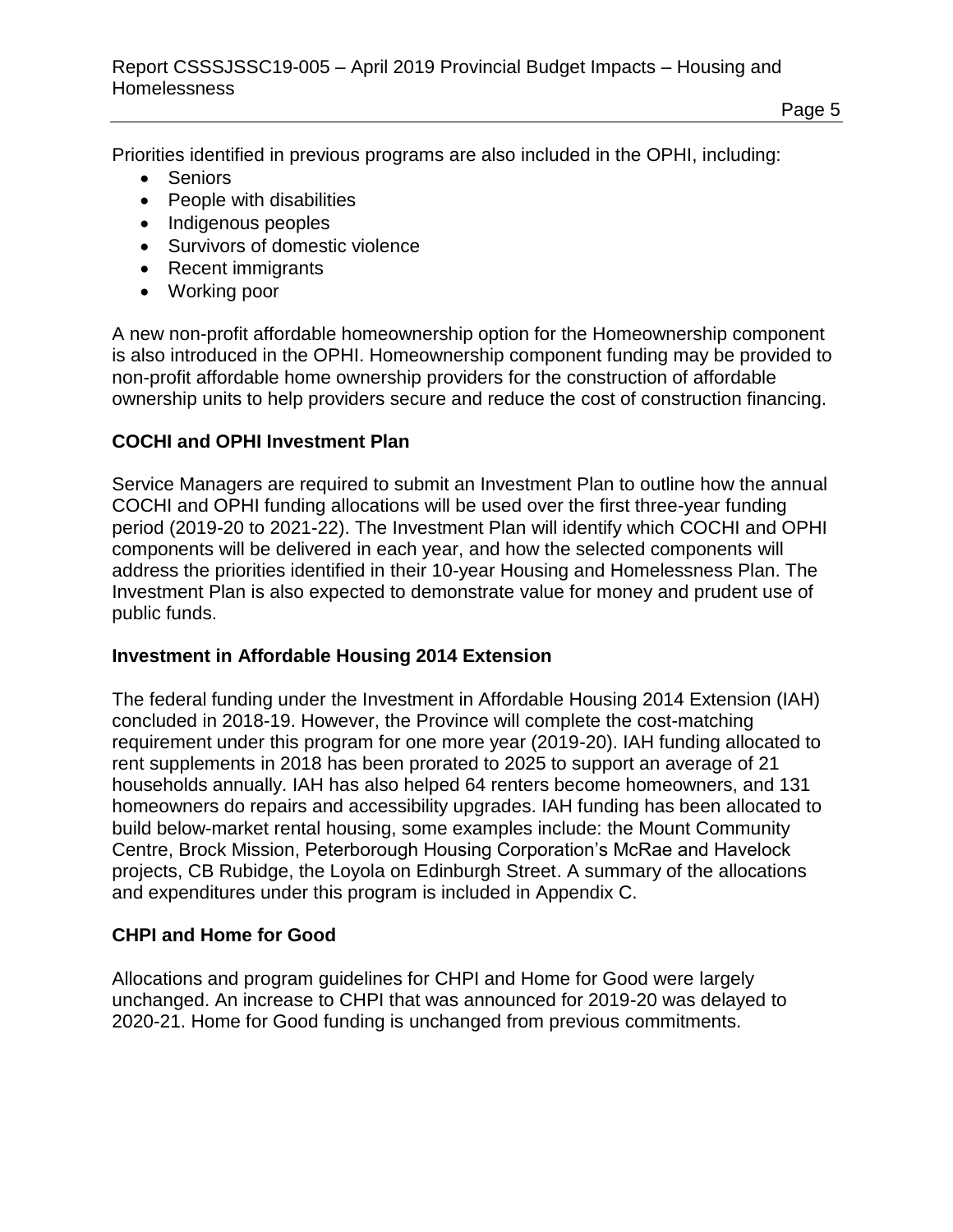Priorities identified in previous programs are also included in the OPHI, including:

- Seniors
- People with disabilities
- Indigenous peoples
- Survivors of domestic violence
- Recent immigrants
- Working poor

A new non-profit affordable homeownership option for the Homeownership component is also introduced in the OPHI. Homeownership component funding may be provided to non-profit affordable home ownership providers for the construction of affordable ownership units to help providers secure and reduce the cost of construction financing.

**COCHI and OPHI Investment Plan**

Service Managers are required to submit an Investment Plan to outline how the annual COCHI and OPHI funding allocations will be used over the first three-year funding period (2019-20 to 2021-22). The Investment Plan will identify which COCHI and OPHI components will be delivered in each year, and how the selected components will address the priorities identified in their 10-year Housing and Homelessness Plan. The Investment Plan is also expected to demonstrate value for money and prudent use of public funds.

**Investment in Affordable Housing 2014 Extension**

The federal funding under the Investment in Affordable Housing 2014 Extension (IAH) concluded in 2018-19. However, the Province will complete the cost-matching requirement under this program for one more year (2019-20). IAH funding allocated to rent supplements in 2018 has been prorated to 2025 to support an average of 21 households annually. IAH has also helped 64 renters become homeowners, and 131 homeowners do repairs and accessibility upgrades. IAH funding has been allocated to build below-market rental housing, some examples include: the Mount Community Centre, Brock Mission, Peterborough Housing Corporation's McRae and Havelock projects, CB Rubidge, the Loyola on Edinburgh Street. A summary of the allocations and expenditures under this program is included in Appendix C.

**CHPI and Home for Good**

Allocations and program guidelines for CHPI and Home for Good were largely unchanged. An increase to CHPI that was announced for 2019-20 was delayed to 2020-21. Home for Good funding is unchanged from previous commitments.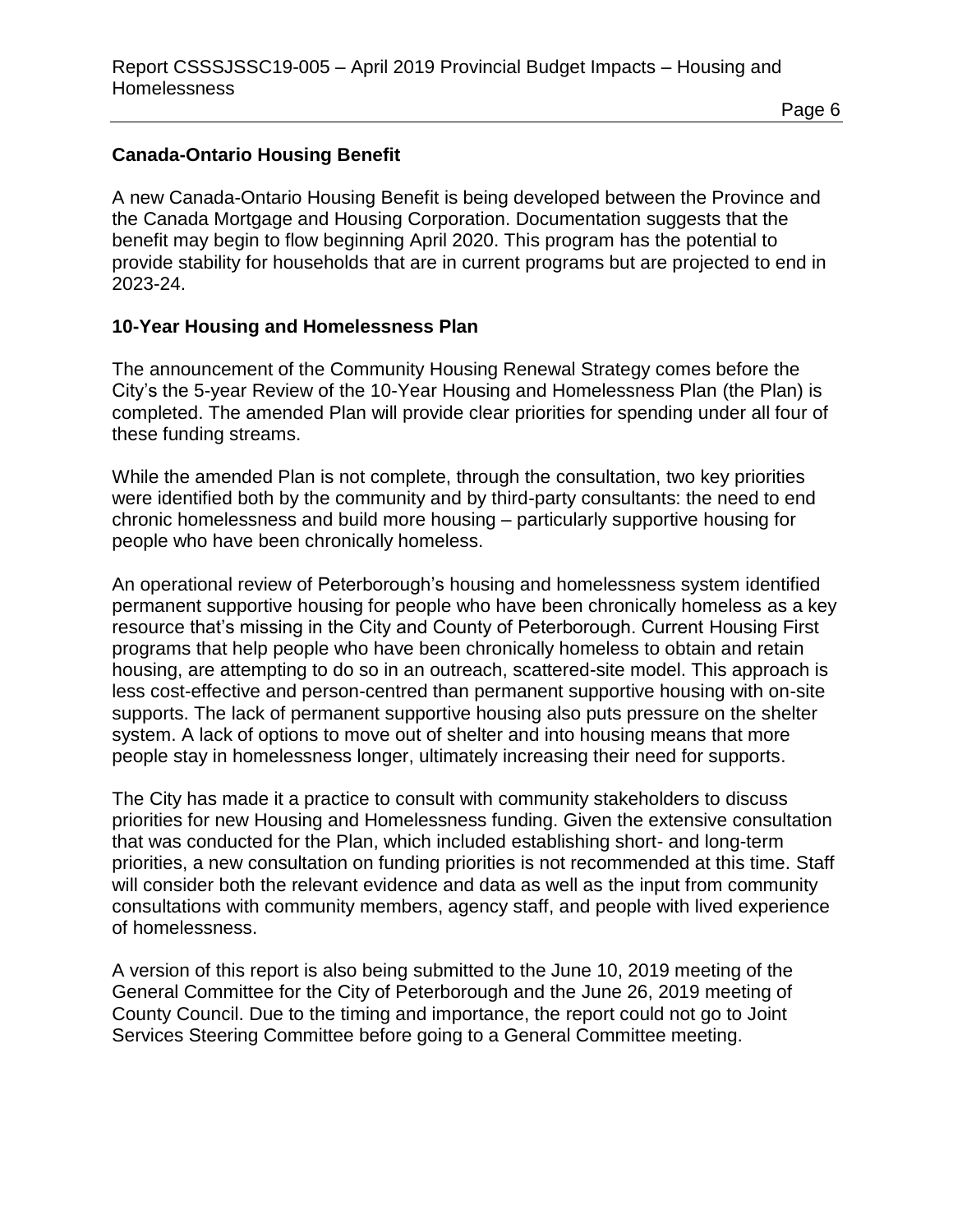## Canada-Ontario Housing Benefit

A new Canada-Ontario Housing Benefit is being developed between the Province and the Canada Mortgage and Housing Corporation. Documentation suggests that the benefit may begin to flow beginning April 2020. This program has the potential to provide stability for households that are in current programs but are projected to end in 2023-24.

## 10-Year Housing and Homelessness Plan

The announcement of the Community Housing Renewal Strategy comes before the City's the 5-year Review of the 10-Year Housing and Homelessness Plan (the Plan) is completed. The amended Plan will provide clear priorities for spending under all four of these funding streams.

While the amended Plan is not complete, through the consultation, two key priorities were identified both by the community and by third-party consultants: the need to end chronic homelessness and build more housing – particularly supportive housing for people who have been chronically homeless.

An operational review of Peterborough's housing and homelessness system identified permanent supportive housing for people who have been chronically homeless as a key resource that's missing in the City and County of Peterborough. Current Housing First programs that help people who have been chronically homeless to obtain and retain housing, are attempting to do so in an outreach, scattered-site model. This approach is less cost-effective and person-centred than permanent supportive housing with on-site supports. The lack of permanent supportive housing also puts pressure on the shelter system. A lack of options to move out of shelter and into housing means that more people stay in homelessness longer, ultimately increasing their need for supports.

The City has made it a practice to consult with community stakeholders to discuss priorities for new Housing and Homelessness funding. Given the extensive consultation that was conducted for the Plan, which included establishing short- and long-term priorities, a new consultation on funding priorities is not recommended at this time. Staff will consider both the relevant evidence and data as well as the input from community consultations with community members, agency staff, and people with lived experience of homelessness.

A version of this report is also being submitted to the June 10, 2019 meeting of the General Committee for the City of Peterborough and the June 26, 2019 meeting of County Council. Due to the timing and importance, the report could not go to Joint Services Steering Committee before going to a General Committee meeting.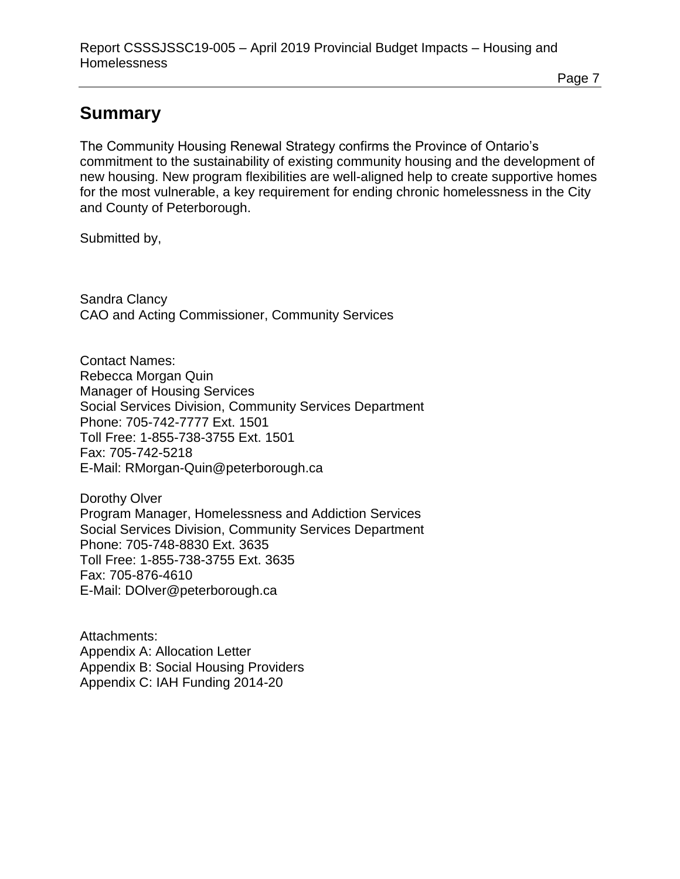## Summary

The Community Housing Renewal Strategy confirms the Province of Ontario's commitment to the sustainability of existing community housing and the development of new housing. New program flexibilities are well-aligned help to create supportive homes for the most vulnerable, a key requirement for ending chronic homelessness in the City and County of Peterborough.

Submitted by,

Sandra Clancy
CAO and Acting Commissioner, Community Services

Contact Names:
Rebecca Morgan Quin
Manager of Housing Services
Social Services Division, Community Services Department
Phone: 705-742-7777 Ext. 1501
Toll Free: 1-855-738-3755 Ext. 1501
Fax: 705-742-5218
E-Mail: RMorgan-Quin@peterborough.ca

Dorothy Olver
Program Manager, Homelessness and Addiction Services
Social Services Division, Community Services Department
Phone: 705-748-8830 Ext. 3635
Toll Free: 1-855-738-3755 Ext. 3635
Fax: 705-876-4610
E-Mail: DOlver@peterborough.ca

Attachments:
Appendix A: Allocation Letter
Appendix B: Social Housing Providers
Appendix C: IAH Funding 2014-20